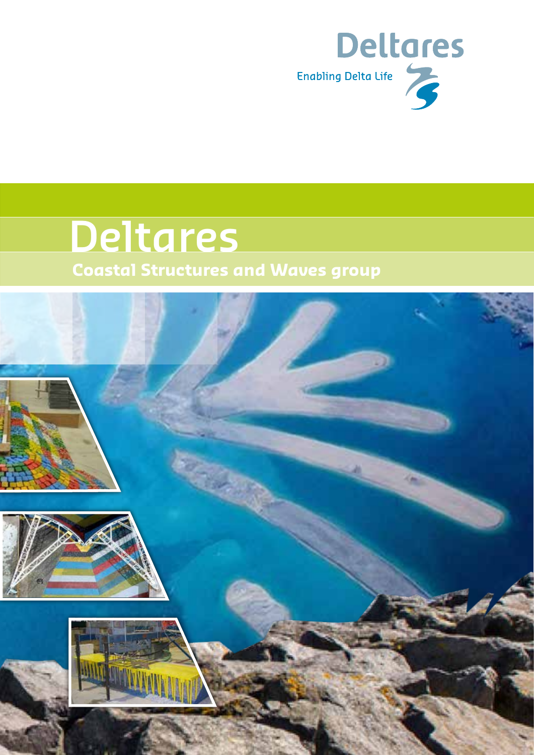Deltares

Enabling Delta Life

# Deltares

## Coastal Structures and Waves group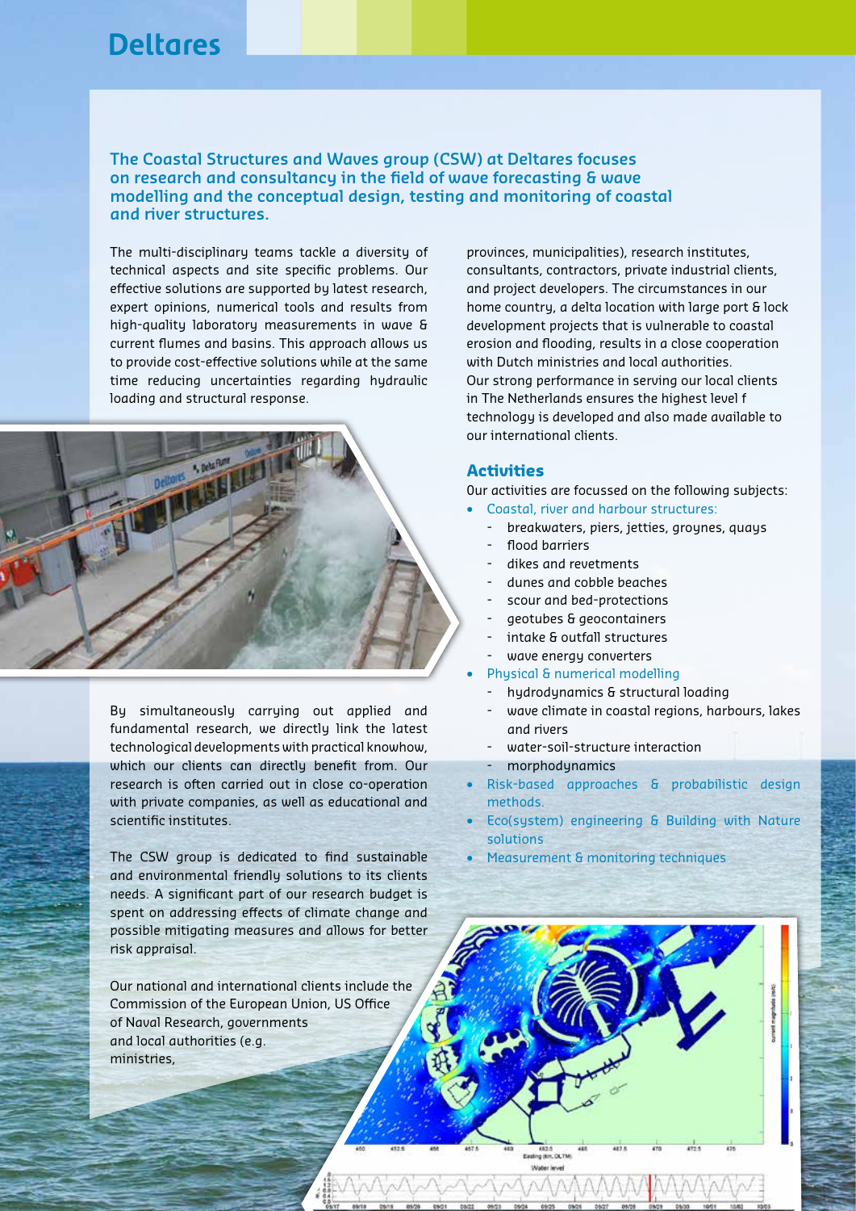# Deltares

**The Coastal Structures and Waves group (CSW) at Deltares focuses on research and consultancy in the field of wave forecasting & wave modelling and the conceptual design, testing and monitoring of coastal and river structures.**

The multi-disciplinary teams tackle a diversity of technical aspects and site specific problems. Our effective solutions are supported by latest research, expert opinions, numerical tools and results from high-quality laboratory measurements in wave & current flumes and basins. This approach allows us to provide cost-effective solutions while at the same time reducing uncertainties regarding hydraulic loading and structural response.

By simultaneously carrying out applied and fundamental research, we directly link the latest technological developments with practical knowhow, which our clients can directly benefit from. Our research is often carried out in close co-operation with private companies, as well as educational and scientific institutes.

The CSW group is dedicated to find sustainable and environmental friendly solutions to its clients needs. A significant part of our research budget is spent on addressing effects of climate change and possible mitigating measures and allows for better risk appraisal.

Our national and international clients include the Commission of the European Union, US Office of Naval Research, governments and local authorities (e.g. ministries, provinces, municipalities), research institutes, consultants, contractors, private industrial clients, and project developers. The circumstances in our home country, a delta location with large port & lock development projects that is vulnerable to coastal erosion and flooding, results in a close cooperation with Dutch ministries and local authorities. Our strong performance in serving our local clients in The Netherlands ensures the highest level f technology is developed and also made available to our international clients.

## Activities

Our activities are focussed on the following subjects:

- Coastal, river and harbour structures:
  - breakwaters, piers, jetties, groynes, quays
  - flood barriers
  - dikes and revetments
  - dunes and cobble beaches
  - scour and bed-protections
  - geotubes & geocontainers
  - intake & outfall structures
  - wave energy converters
- Physical & numerical modelling
  - hydrodynamics & structural loading
  - wave climate in coastal regions, harbours, lakes and rivers
  - water-soil-structure interaction
  - morphodynamics
- Risk-based approaches & probabilistic design methods.
- Eco(system) engineering & Building with Nature solutions
- Measurement & monitoring techniques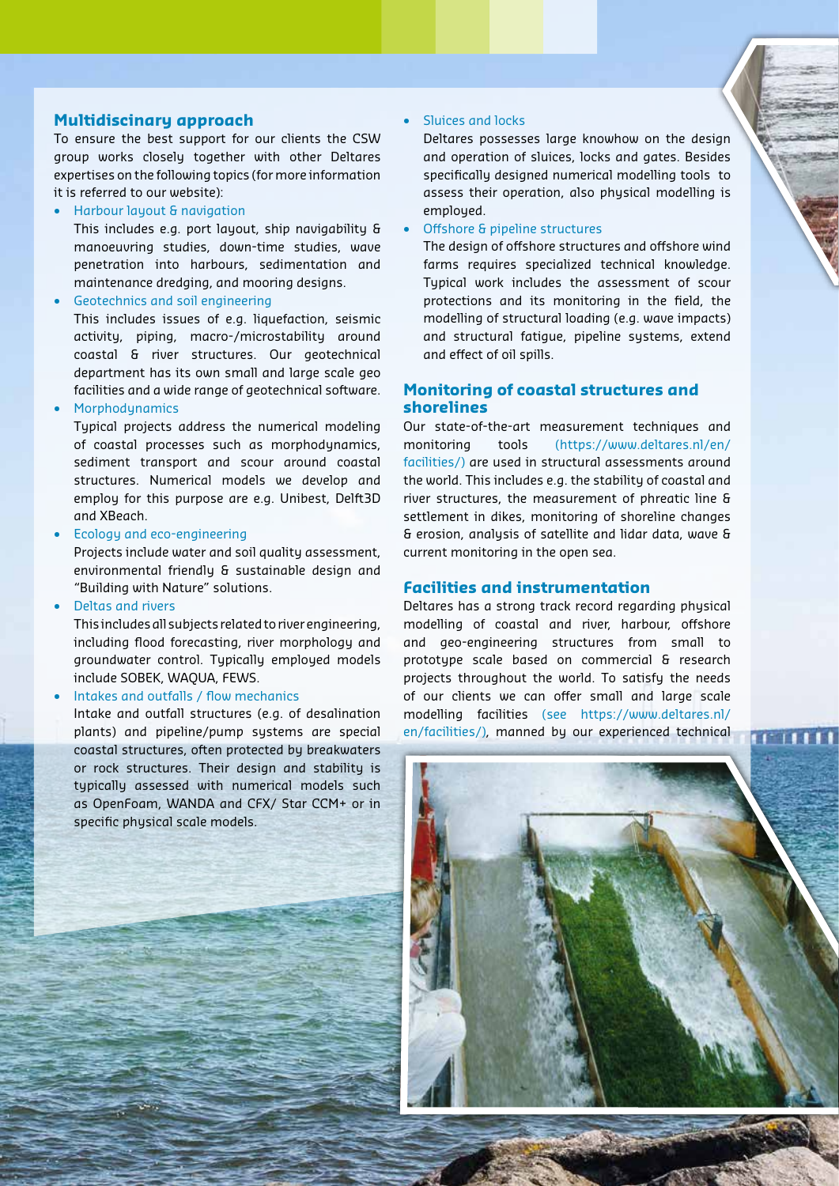## Multidiscinary approach

To ensure the best support for our clients the CSW group works closely together with other Deltares expertises on the following topics (for more information it is referred to our website):

- Harbour layout & navigation
  This includes e.g. port layout, ship navigability & manoeuvring studies, down-time studies, wave penetration into harbours, sedimentation and maintenance dredging, and mooring designs.
- Geotechnics and soil engineering
  This includes issues of e.g. liquefaction, seismic activity, piping, macro-/microstability around coastal & river structures. Our geotechnical department has its own small and large scale geo facilities and a wide range of geotechnical software.
- Morphodynamics
  Typical projects address the numerical modeling of coastal processes such as morphodynamics, sediment transport and scour around coastal structures. Numerical models we develop and employ for this purpose are e.g. Unibest, Delft3D and XBeach.
- Ecology and eco-engineering
  Projects include water and soil quality assessment, environmental friendly & sustainable design and "Building with Nature" solutions.
- Deltas and rivers
  This includes all subjects related to river engineering, including flood forecasting, river morphology and groundwater control. Typically employed models include SOBEK, WAQUA, FEWS.
- Intakes and outfalls / flow mechanics
  Intake and outfall structures (e.g. of desalination plants) and pipeline/pump systems are special coastal structures, often protected by breakwaters or rock structures. Their design and stability is typically assessed with numerical models such as OpenFoam, WANDA and CFX/ Star CCM+ or in specific physical scale models.
- Sluices and locks
  Deltares possesses large knowhow on the design and operation of sluices, locks and gates. Besides specifically designed numerical modelling tools to assess their operation, also physical modelling is employed.
- Offshore & pipeline structures
  The design of offshore structures and offshore wind farms requires specialized technical knowledge. Typical work includes the assessment of scour protections and its monitoring in the field, the modelling of structural loading (e.g. wave impacts) and structural fatigue, pipeline systems, extend and effect of oil spills.

## Monitoring of coastal structures and shorelines

Our state-of-the-art measurement techniques and monitoring tools (https://www.deltares.nl/en/facilities/) are used in structural assessments around the world. This includes e.g. the stability of coastal and river structures, the measurement of phreatic line & settlement in dikes, monitoring of shoreline changes & erosion, analysis of satellite and lidar data, wave & current monitoring in the open sea.

## Facilities and instrumentation

Deltares has a strong track record regarding physical modelling of coastal and river, harbour, offshore and geo-engineering structures from small to prototype scale based on commercial & research projects throughout the world. To satisfy the needs of our clients we can offer small and large scale modelling facilities (see https://www.deltares.nl/en/facilities/), manned by our experienced technical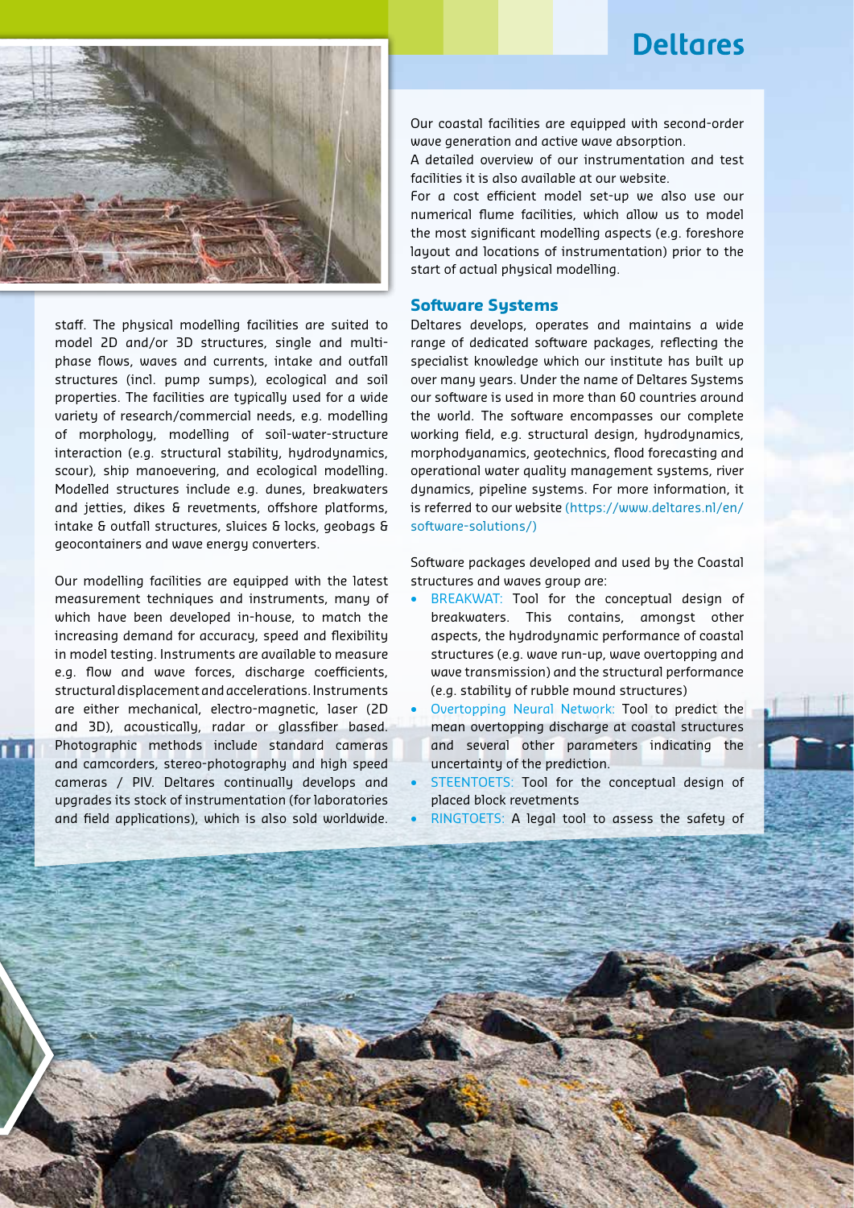staff. The physical modelling facilities are suited to model 2D and/or 3D structures, single and multi-phase flows, waves and currents, intake and outfall structures (incl. pump sumps), ecological and soil properties. The facilities are typically used for a wide variety of research/commercial needs, e.g. modelling of morphology, modelling of soil-water-structure interaction (e.g. structural stability, hydrodynamics, scour), ship manoevering, and ecological modelling. Modelled structures include e.g. dunes, breakwaters and jetties, dikes & revetments, offshore platforms, intake & outfall structures, sluices & locks, geobags & geocontainers and wave energy converters.

Our modelling facilities are equipped with the latest measurement techniques and instruments, many of which have been developed in-house, to match the increasing demand for accuracy, speed and flexibility in model testing. Instruments are available to measure e.g. flow and wave forces, discharge coefficients, structural displacement and accelerations. Instruments are either mechanical, electro-magnetic, laser (2D and 3D), acoustically, radar or glassfiber based. Photographic methods include standard cameras and camcorders, stereo-photography and high speed cameras / PIV. Deltares continually develops and upgrades its stock of instrumentation (for laboratories and field applications), which is also sold worldwide.

Our coastal facilities are equipped with second-order wave generation and active wave absorption.
A detailed overview of our instrumentation and test facilities it is also available at our website.
For a cost efficient model set-up we also use our numerical flume facilities, which allow us to model the most significant modelling aspects (e.g. foreshore layout and locations of instrumentation) prior to the start of actual physical modelling.

## Software Systems

Deltares develops, operates and maintains a wide range of dedicated software packages, reflecting the specialist knowledge which our institute has built up over many years. Under the name of Deltares Systems our software is used in more than 60 countries around the world. The software encompasses our complete working field, e.g. structural design, hydrodynamics, morphodyanamics, geotechnics, flood forecasting and operational water quality management systems, river dynamics, pipeline systems. For more information, it is referred to our website (https://www.deltares.nl/en/software-solutions/)

Software packages developed and used by the Coastal structures and waves group are:

- BREAKWAT: Tool for the conceptual design of breakwaters. This contains, amongst other aspects, the hydrodynamic performance of coastal structures (e.g. wave run-up, wave overtopping and wave transmission) and the structural performance (e.g. stability of rubble mound structures)
- Overtopping Neural Network: Tool to predict the mean overtopping discharge at coastal structures and several other parameters indicating the uncertainty of the prediction.
- STEENTOETS: Tool for the conceptual design of placed block revetments
- RINGTOETS: A legal tool to assess the safety of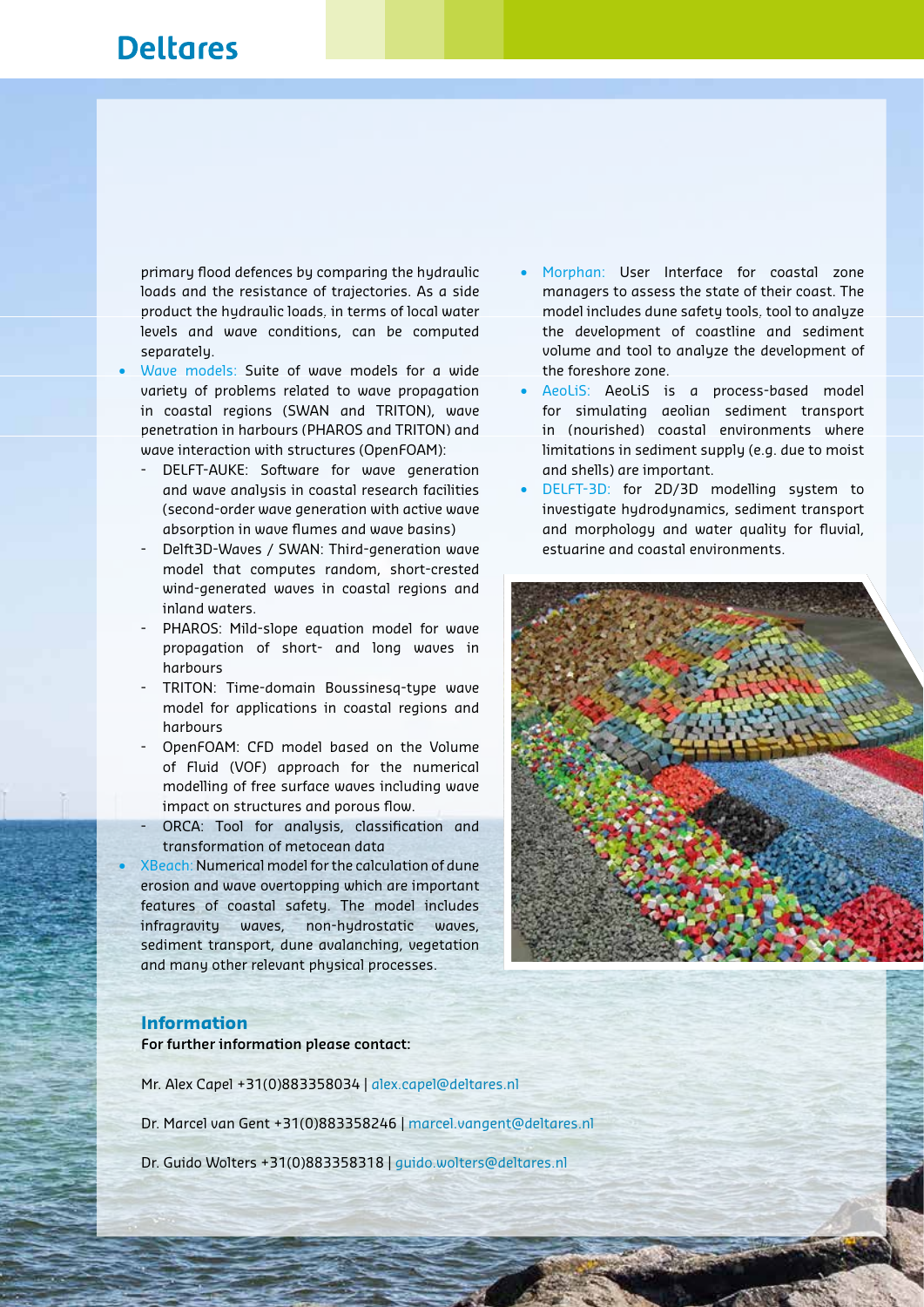primary flood defences by comparing the hydraulic loads and the resistance of trajectories. As a side product the hydraulic loads, in terms of local water levels and wave conditions, can be computed separately.

- Wave models: Suite of wave models for a wide variety of problems related to wave propagation in coastal regions (SWAN and TRITON), wave penetration in harbours (PHAROS and TRITON) and wave interaction with structures (OpenFOAM):
  - DELFT-AUKE: Software for wave generation and wave analysis in coastal research facilities (second-order wave generation with active wave absorption in wave flumes and wave basins)
  - Delft3D-Waves / SWAN: Third-generation wave model that computes random, short-crested wind-generated waves in coastal regions and inland waters.
  - PHAROS: Mild-slope equation model for wave propagation of short- and long waves in harbours
  - TRITON: Time-domain Boussinesq-type wave model for applications in coastal regions and harbours
  - OpenFOAM: CFD model based on the Volume of Fluid (VOF) approach for the numerical modelling of free surface waves including wave impact on structures and porous flow.
  - ORCA: Tool for analysis, classification and transformation of metocean data
- XBeach: Numerical model for the calculation of dune erosion and wave overtopping which are important features of coastal safety. The model includes infragravity waves, non-hydrostatic waves, sediment transport, dune avalanching, vegetation and many other relevant physical processes.
- Morphan: User Interface for coastal zone managers to assess the state of their coast. The model includes dune safety tools, tool to analyze the development of coastline and sediment volume and tool to analyze the development of the foreshore zone.
- AeoLiS: AeoLiS is a process-based model for simulating aeolian sediment transport in (nourished) coastal environments where limitations in sediment supply (e.g. due to moist and shells) are important.
- DELFT-3D: for 2D/3D modelling system to investigate hydrodynamics, sediment transport and morphology and water quality for fluvial, estuarine and coastal environments.

## Information

**For further information please contact:**

Mr. Alex Capel +31(0)883358034 | alex.capel@deltares.nl

Dr. Marcel van Gent +31(0)883358246 | marcel.vangent@deltares.nl

Dr. Guido Wolters +31(0)883358318 | guido.wolters@deltares.nl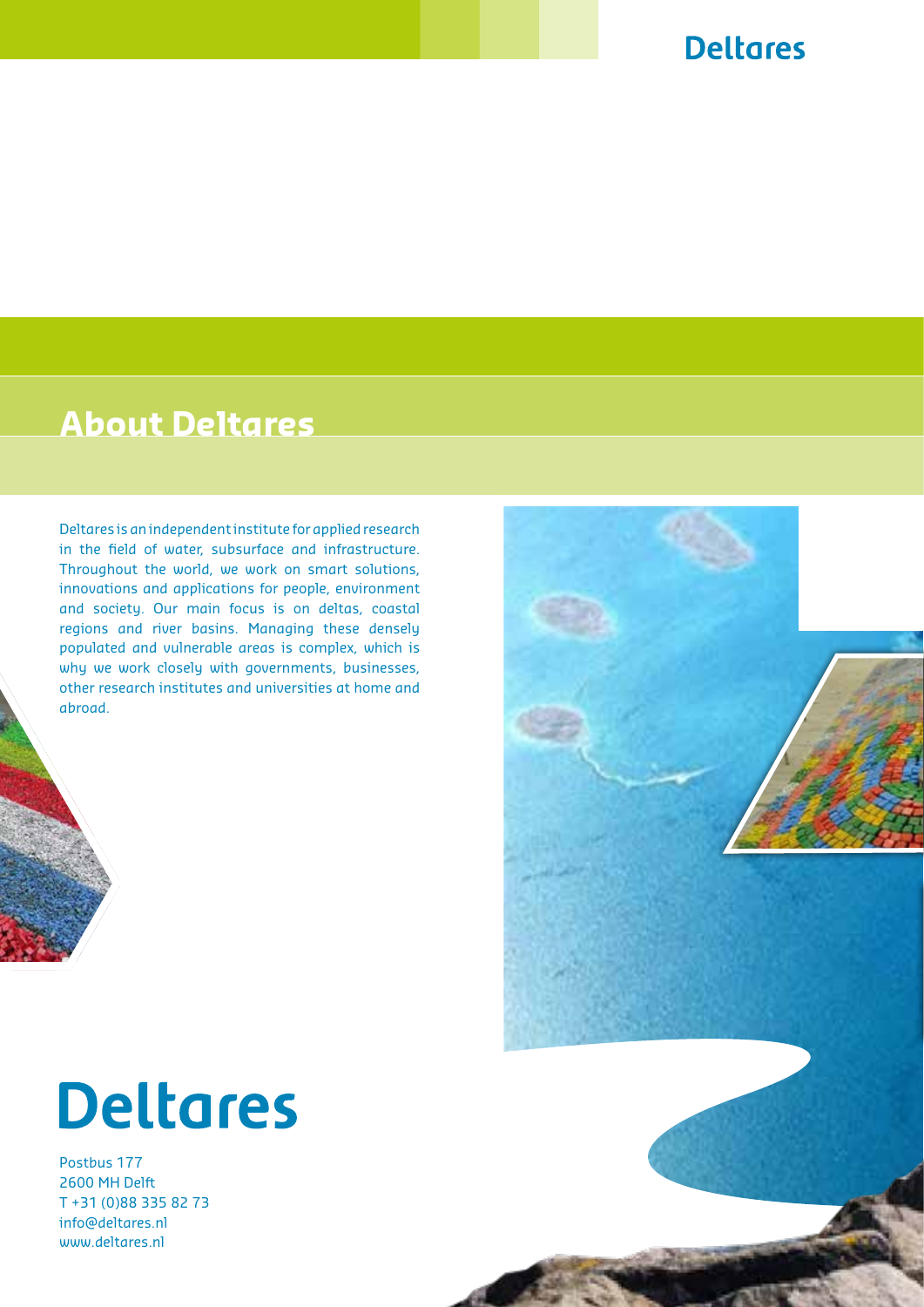## About Deltares

Deltares is an independent institute for applied research in the field of water, subsurface and infrastructure. Throughout the world, we work on smart solutions, innovations and applications for people, environment and society. Our main focus is on deltas, coastal regions and river basins. Managing these densely populated and vulnerable areas is complex, which is why we work closely with governments, businesses, other research institutes and universities at home and abroad.

# Deltares

Postbus 177
2600 MH Delft
T +31 (0)88 335 82 73
info@deltares.nl
www.deltares.nl